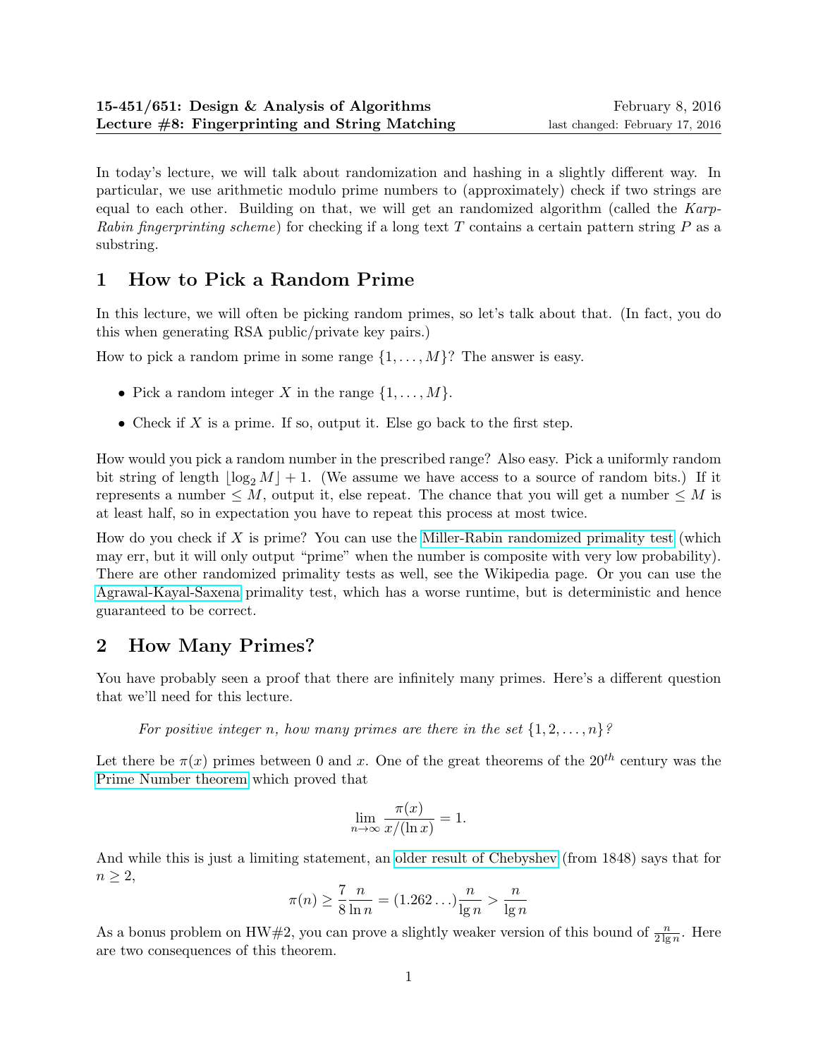**15-451/651: Design & Analysis of Algorithms** February 8, 2016
**Lecture #8: Fingerprinting and String Matching** last changed: February 17, 2016

In today's lecture, we will talk about randomization and hashing in a slightly different way. In particular, we use arithmetic modulo prime numbers to (approximately) check if two strings are equal to each other. Building on that, we will get an randomized algorithm (called the *Karp-Rabin fingerprinting scheme*) for checking if a long text $T$ contains a certain pattern string $P$ as a substring.

# 1 How to Pick a Random Prime

In this lecture, we will often be picking random primes, so let's talk about that. (In fact, you do this when generating RSA public/private key pairs.)

How to pick a random prime in some range $\{1, \ldots, M\}$? The answer is easy.

- Pick a random integer $X$ in the range $\{1, \ldots, M\}$.
- Check if $X$ is a prime. If so, output it. Else go back to the first step.

How would you pick a random number in the prescribed range? Also easy. Pick a uniformly random bit string of length $\lfloor \log_2 M \rfloor + 1$. (We assume we have access to a source of random bits.) If it represents a number $\leq M$, output it, else repeat. The chance that you will get a number $\leq M$ is at least half, so in expectation you have to repeat this process at most twice.

How do you check if $X$ is prime? You can use the Miller-Rabin randomized primality test (which may err, but it will only output "prime" when the number is composite with very low probability). There are other randomized primality tests as well, see the Wikipedia page. Or you can use the Agrawal-Kayal-Saxena primality test, which has a worse runtime, but is deterministic and hence guaranteed to be correct.

# 2 How Many Primes?

You have probably seen a proof that there are infinitely many primes. Here's a different question that we'll need for this lecture.

*For positive integer $n$, how many primes are there in the set $\{1, 2, \ldots, n\}$?*

Let there be $\pi(x)$ primes between 0 and $x$. One of the great theorems of the $20^{th}$ century was the Prime Number theorem which proved that

$$\lim_{n \to \infty} \frac{\pi(x)}{x/(\ln x)} = 1.$$

And while this is just a limiting statement, an older result of Chebyshev (from 1848) says that for $n \geq 2$,

$$\pi(n) \geq \frac{7}{8} \frac{n}{\ln n} = (1.262\ldots) \frac{n}{\lg n} > \frac{n}{\lg n}$$

As a bonus problem on HW#2, you can prove a slightly weaker version of this bound of $\frac{n}{2 \lg n}$. Here are two consequences of this theorem.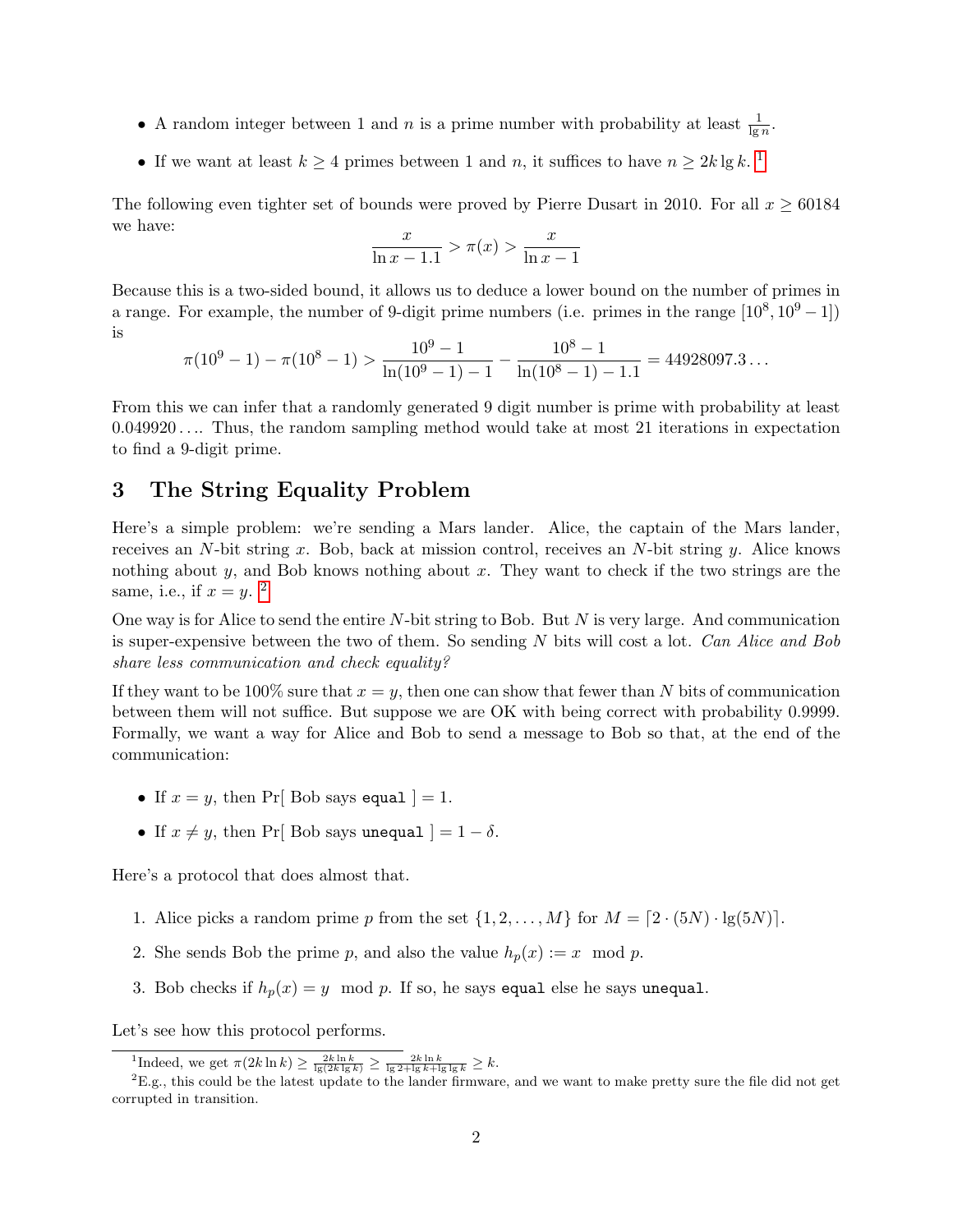- A random integer between 1 and $n$ is a prime number with probability at least $\frac{1}{\lg n}$.
- If we want at least $k \geq 4$ primes between 1 and $n$, it suffices to have $n \geq 2k \lg k$. [1]

The following even tighter set of bounds were proved by Pierre Dusart in 2010. For all $x \geq 60184$ we have:

$$\frac{x}{\ln x - 1.1} > \pi(x) > \frac{x}{\ln x - 1}$$

Because this is a two-sided bound, it allows us to deduce a lower bound on the number of primes in a range. For example, the number of 9-digit prime numbers (i.e. primes in the range $[10^8, 10^9 - 1]$) is

$$\pi(10^9 - 1) - \pi(10^8 - 1) > \frac{10^9 - 1}{\ln(10^9 - 1) - 1} - \frac{10^8 - 1}{\ln(10^8 - 1) - 1.1} = 44928097.3\ldots$$

From this we can infer that a randomly generated 9 digit number is prime with probability at least $0.049920\ldots$. Thus, the random sampling method would take at most 21 iterations in expectation to find a 9-digit prime.

## 3 The String Equality Problem

Here's a simple problem: we're sending a Mars lander. Alice, the captain of the Mars lander, receives an $N$-bit string $x$. Bob, back at mission control, receives an $N$-bit string $y$. Alice knows nothing about $y$, and Bob knows nothing about $x$. They want to check if the two strings are the same, i.e., if $x = y$. [2]

One way is for Alice to send the entire $N$-bit string to Bob. But $N$ is very large. And communication is super-expensive between the two of them. So sending $N$ bits will cost a lot. *Can Alice and Bob share less communication and check equality?*

If they want to be 100% sure that $x = y$, then one can show that fewer than $N$ bits of communication between them will not suffice. But suppose we are OK with being correct with probability 0.9999. Formally, we want a way for Alice and Bob to send a message to Bob so that, at the end of the communication:

- If $x = y$, then $\Pr[\text{ Bob says } \texttt{equal} \,] = 1$.
- If $x \neq y$, then $\Pr[\text{ Bob says } \texttt{unequal} \,] = 1 - \delta$.

Here's a protocol that does almost that.

1. Alice picks a random prime $p$ from the set $\{1, 2, \ldots, M\}$ for $M = \lceil 2 \cdot (5N) \cdot \lg(5N) \rceil$.
2. She sends Bob the prime $p$, and also the value $h_p(x) := x \mod p$.
3. Bob checks if $h_p(x) = y \mod p$. If so, he says `equal` else he says `unequal`.

Let's see how this protocol performs.

[1] Indeed, we get $\pi(2k \ln k) \geq \frac{2k \ln k}{\lg(2k \lg k)} \geq \frac{2k \ln k}{\lg 2 + \lg k + \lg \lg k} \geq k$.

[2] E.g., this could be the latest update to the lander firmware, and we want to make pretty sure the file did not get corrupted in transition.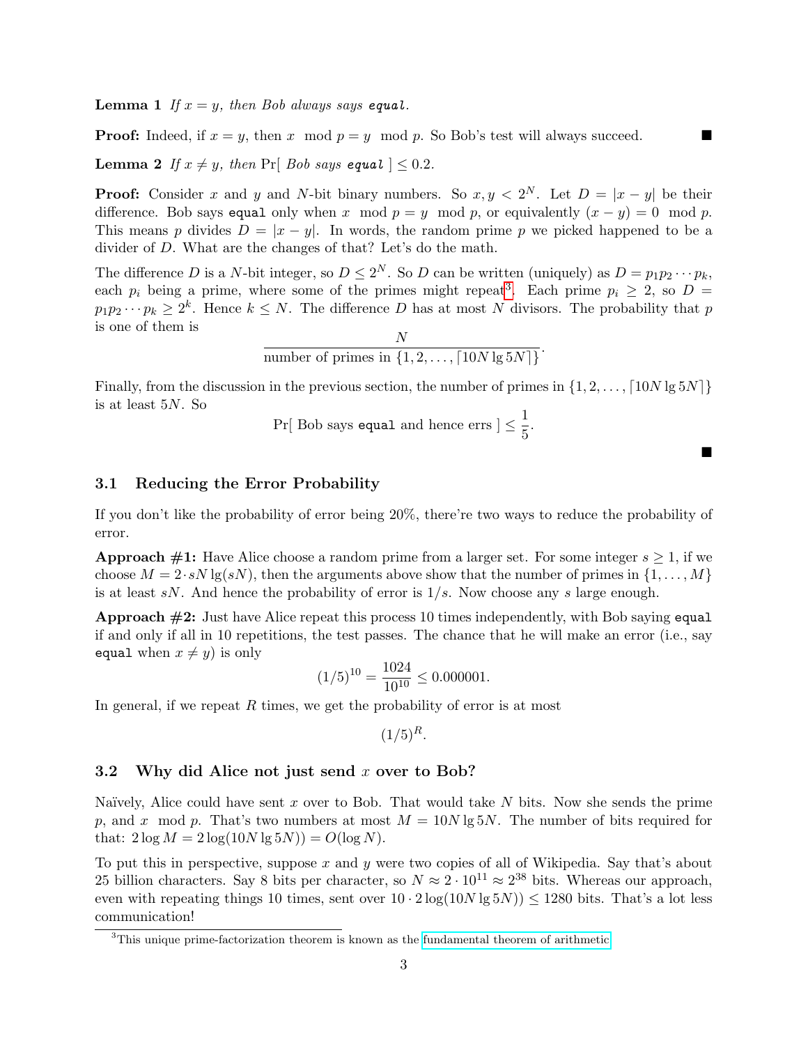**Lemma 1** *If $x = y$, then Bob always says* `equal`.

**Proof:** Indeed, if $x = y$, then $x \mod p = y \mod p$. So Bob's test will always succeed. ∎

**Lemma 2** *If $x \neq y$, then* $\Pr[$ *Bob says* `equal` $] \leq 0.2$.

**Proof:** Consider $x$ and $y$ and $N$-bit binary numbers. So $x, y < 2^N$. Let $D = |x - y|$ be their difference. Bob says `equal` only when $x \mod p = y \mod p$, or equivalently $(x - y) = 0 \mod p$. This means $p$ divides $D = |x - y|$. In words, the random prime $p$ we picked happened to be a divider of $D$. What are the changes of that? Let's do the math.

The difference $D$ is a $N$-bit integer, so $D \leq 2^N$. So $D$ can be written (uniquely) as $D = p_1 p_2 \cdots p_k$, each $p_i$ being a prime, where some of the primes might repeat[3]. Each prime $p_i \geq 2$, so $D = p_1 p_2 \cdots p_k \geq 2^k$. Hence $k \leq N$. The difference $D$ has at most $N$ divisors. The probability that $p$ is one of them is

$$\frac{N}{\text{number of primes in } \{1, 2, \ldots, \lceil 10N \lg 5N \rceil\}}.$$

Finally, from the discussion in the previous section, the number of primes in $\{1, 2, \ldots, \lceil 10N \lg 5N \rceil\}$ is at least $5N$. So

$$\Pr[\text{ Bob says } \texttt{equal} \text{ and hence errs }] \leq \frac{1}{5}.$$

∎

### 3.1 Reducing the Error Probability

If you don't like the probability of error being 20%, there're two ways to reduce the probability of error.

**Approach #1:** Have Alice choose a random prime from a larger set. For some integer $s \geq 1$, if we choose $M = 2 \cdot sN \lg(sN)$, then the arguments above show that the number of primes in $\{1, \ldots, M\}$ is at least $sN$. And hence the probability of error is $1/s$. Now choose any $s$ large enough.

**Approach #2:** Just have Alice repeat this process 10 times independently, with Bob saying `equal` if and only if all in 10 repetitions, the test passes. The chance that he will make an error (i.e., say `equal` when $x \neq y$) is only

$$(1/5)^{10} = \frac{1024}{10^{10}} \leq 0.000001.$$

In general, if we repeat $R$ times, we get the probability of error is at most

$$(1/5)^R.$$

### 3.2 Why did Alice not just send $x$ over to Bob?

Naïvely, Alice could have sent $x$ over to Bob. That would take $N$ bits. Now she sends the prime $p$, and $x \mod p$. That's two numbers at most $M = 10N \lg 5N$. The number of bits required for that: $2 \log M = 2 \log(10N \lg 5N)) = O(\log N)$.

To put this in perspective, suppose $x$ and $y$ were two copies of all of Wikipedia. Say that's about 25 billion characters. Say 8 bits per character, so $N \approx 2 \cdot 10^{11} \approx 2^{38}$ bits. Whereas our approach, even with repeating things 10 times, sent over $10 \cdot 2 \log(10N \lg 5N)) \leq 1280$ bits. That's a lot less communication!

---

[3] This unique prime-factorization theorem is known as the fundamental theorem of arithmetic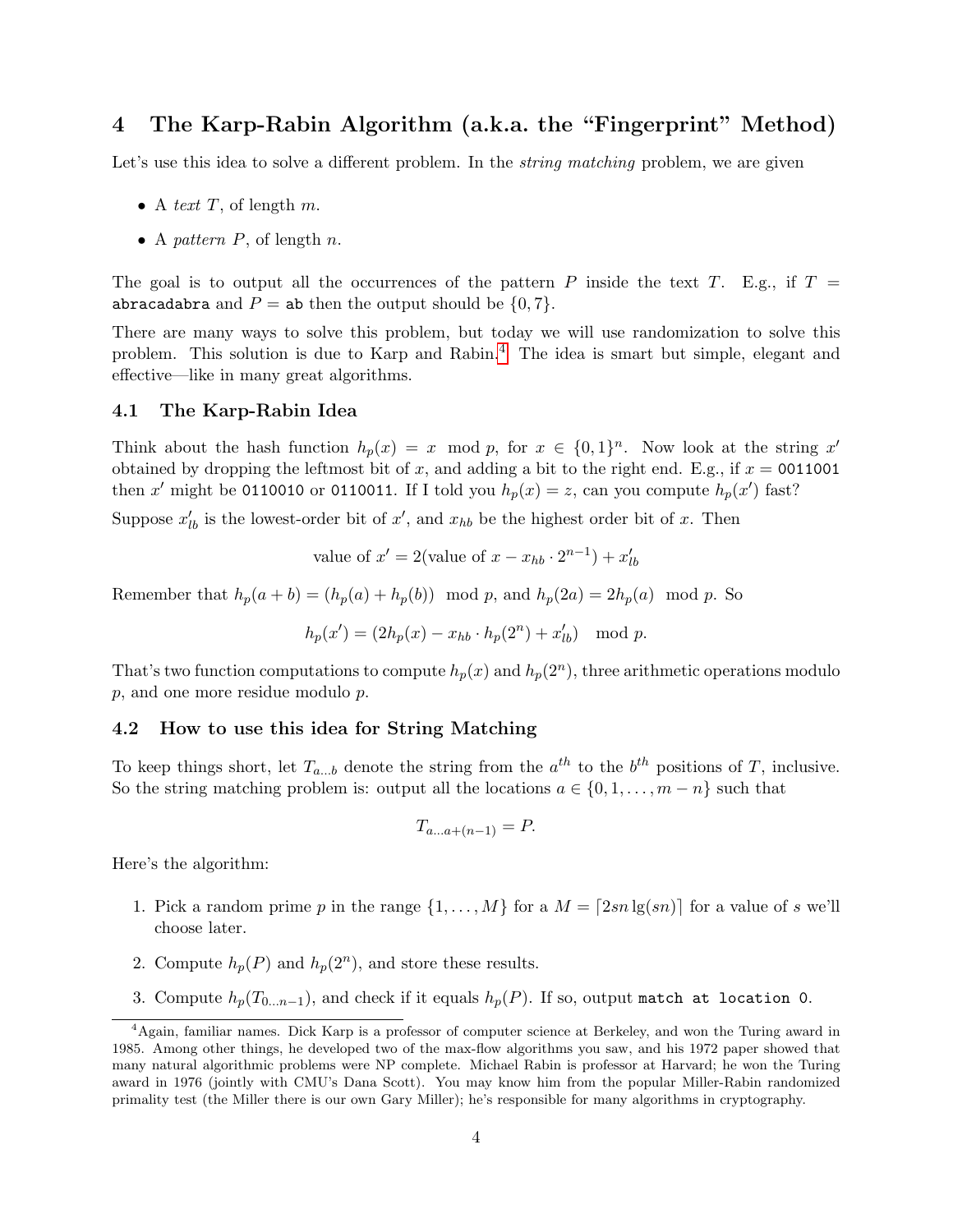## 4 The Karp-Rabin Algorithm (a.k.a. the "Fingerprint" Method)

Let's use this idea to solve a different problem. In the *string matching* problem, we are given

- A *text* $T$, of length $m$.
- A *pattern* $P$, of length $n$.

The goal is to output all the occurrences of the pattern $P$ inside the text $T$. E.g., if $T =$ `abracadabra` and $P =$ `ab` then the output should be $\{0, 7\}$.

There are many ways to solve this problem, but today we will use randomization to solve this problem. This solution is due to Karp and Rabin.[4] The idea is smart but simple, elegant and effective—like in many great algorithms.

### 4.1 The Karp-Rabin Idea

Think about the hash function $h_p(x) = x \mod p$, for $x \in \{0,1\}^n$. Now look at the string $x'$ obtained by dropping the leftmost bit of $x$, and adding a bit to the right end. E.g., if $x =$ `0011001` then $x'$ might be `0110010` or `0110011`. If I told you $h_p(x) = z$, can you compute $h_p(x')$ fast?

Suppose $x'_{lb}$ is the lowest-order bit of $x'$, and $x_{hb}$ be the highest order bit of $x$. Then

$$\text{value of } x' = 2(\text{value of } x - x_{hb} \cdot 2^{n-1}) + x'_{lb}$$

Remember that $h_p(a + b) = (h_p(a) + h_p(b)) \mod p$, and $h_p(2a) = 2h_p(a) \mod p$. So

$$h_p(x') = (2h_p(x) - x_{hb} \cdot h_p(2^n) + x'_{lb}) \mod p.$$

That's two function computations to compute $h_p(x)$ and $h_p(2^n)$, three arithmetic operations modulo $p$, and one more residue modulo $p$.

### 4.2 How to use this idea for String Matching

To keep things short, let $T_{a...b}$ denote the string from the $a^{th}$ to the $b^{th}$ positions of $T$, inclusive. So the string matching problem is: output all the locations $a \in \{0, 1, \ldots, m - n\}$ such that

$$T_{a...a+(n-1)} = P.$$

Here's the algorithm:

1. Pick a random prime $p$ in the range $\{1, \ldots, M\}$ for a $M = \lceil 2sn \lg(sn) \rceil$ for a value of $s$ we'll choose later.
2. Compute $h_p(P)$ and $h_p(2^n)$, and store these results.
3. Compute $h_p(T_{0...n-1})$, and check if it equals $h_p(P)$. If so, output `match at location 0`.

[4] Again, familiar names. Dick Karp is a professor of computer science at Berkeley, and won the Turing award in 1985. Among other things, he developed two of the max-flow algorithms you saw, and his 1972 paper showed that many natural algorithmic problems were NP complete. Michael Rabin is professor at Harvard; he won the Turing award in 1976 (jointly with CMU's Dana Scott). You may know him from the popular Miller-Rabin randomized primality test (the Miller there is our own Gary Miller); he's responsible for many algorithms in cryptography.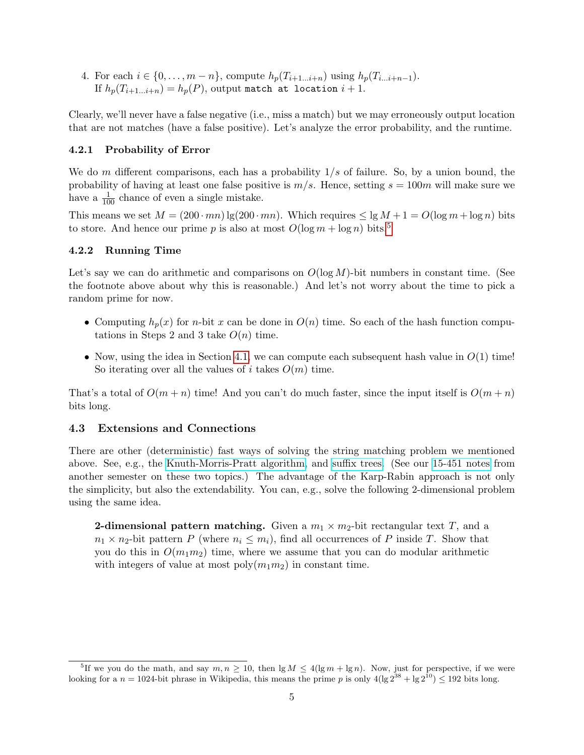4. For each $i \in \{0, \ldots, m-n\}$, compute $h_p(T_{i+1\ldots i+n})$ using $h_p(T_{i\ldots i+n-1})$. If $h_p(T_{i+1\ldots i+n}) = h_p(P)$, output `match at location` $i+1$.

Clearly, we'll never have a false negative (i.e., miss a match) but we may erroneously output location that are not matches (have a false positive). Let's analyze the error probability, and the runtime.

### 4.2.1 Probability of Error

We do $m$ different comparisons, each has a probability $1/s$ of failure. So, by a union bound, the probability of having at least one false positive is $m/s$. Hence, setting $s = 100m$ will make sure we have a $\frac{1}{100}$ chance of even a single mistake.

This means we set $M = (200 \cdot mn) \lg(200 \cdot mn)$. Which requires $\leq \lg M + 1 = O(\log m + \log n)$ bits to store. And hence our prime $p$ is also at most $O(\log m + \log n)$ bits.[5]

### 4.2.2 Running Time

Let's say we can do arithmetic and comparisons on $O(\log M)$-bit numbers in constant time. (See the footnote above about why this is reasonable.) And let's not worry about the time to pick a random prime for now.

- Computing $h_p(x)$ for $n$-bit $x$ can be done in $O(n)$ time. So each of the hash function computations in Steps 2 and 3 take $O(n)$ time.
- Now, using the idea in Section 4.1, we can compute each subsequent hash value in $O(1)$ time! So iterating over all the values of $i$ takes $O(m)$ time.

That's a total of $O(m+n)$ time! And you can't do much faster, since the input itself is $O(m+n)$ bits long.

## 4.3 Extensions and Connections

There are other (deterministic) fast ways of solving the string matching problem we mentioned above. See, e.g., the Knuth-Morris-Pratt algorithm, and suffix trees. (See our 15-451 notes from another semester on these two topics.) The advantage of the Karp-Rabin approach is not only the simplicity, but also the extendability. You can, e.g., solve the following 2-dimensional problem using the same idea.

> **2-dimensional pattern matching.** Given a $m_1 \times m_2$-bit rectangular text $T$, and a $n_1 \times n_2$-bit pattern $P$ (where $n_i \leq m_i$), find all occurrences of $P$ inside $T$. Show that you do this in $O(m_1 m_2)$ time, where we assume that you can do modular arithmetic with integers of value at most $\text{poly}(m_1 m_2)$ in constant time.

---

[5] If we you do the math, and say $m, n \geq 10$, then $\lg M \leq 4(\lg m + \lg n)$. Now, just for perspective, if we were looking for a $n = 1024$-bit phrase in Wikipedia, this means the prime $p$ is only $4(\lg 2^{38} + \lg 2^{10}) \leq 192$ bits long.